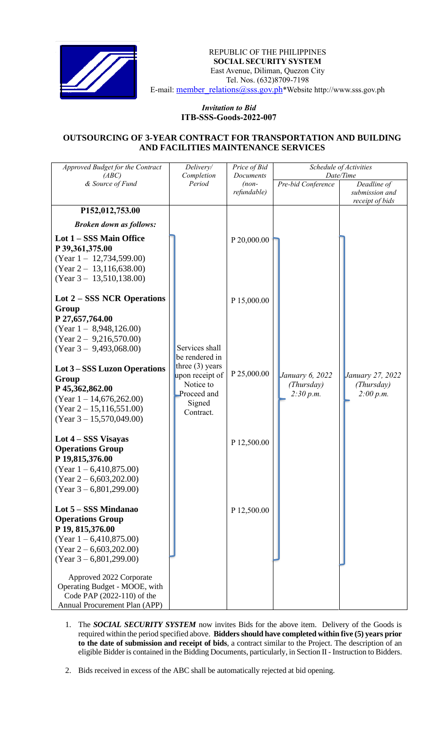REPUBLIC OF THE PHILIPPINES
**SOCIAL SECURITY SYSTEM**
East Avenue, Diliman, Quezon City
Tel. Nos. (632)8709-7198
E-mail: member_relations@sss.gov.ph*Website http://www.sss.gov.ph

***Invitation to Bid***
**ITB-SSS-Goods-2022-007**

## OUTSOURCING OF 3-YEAR CONTRACT FOR TRANSPORTATION AND BUILDING AND FACILITIES MAINTENANCE SERVICES

| *Approved Budget for the Contract (ABC) & Source of Fund* | *Delivery/ Completion Period* | *Price of Bid Documents (non-refundable)* | *Schedule of Activities Date/Time* | |
|---|---|---|---|---|
| | | | *Pre-bid Conference* | *Deadline of submission and receipt of bids* |
| **P152,012,753.00**<br>***Broken down as follows:*** | | | | |
| **Lot 1 – SSS Main Office**<br>**P 39,361,375.00**<br>(Year 1 – 12,734,599.00)<br>(Year 2 – 13,116,638.00)<br>(Year 3 – 13,510,138.00) | Services shall be rendered in three (3) years upon receipt of Notice to Proceed and Signed Contract. | P 20,000.00 | *January 6, 2022 (Thursday) 2:30 p.m.* | *January 27, 2022 (Thursday) 2:00 p.m.* |
| **Lot 2 – SSS NCR Operations Group**<br>**P 27,657,764.00**<br>(Year 1 – 8,948,126.00)<br>(Year 2 – 9,216,570.00)<br>(Year 3 – 9,493,068.00) | | P 15,000.00 | | |
| **Lot 3 – SSS Luzon Operations Group**<br>**P 45,362,862.00**<br>(Year 1 – 14,676,262.00)<br>(Year 2 – 15,116,551.00)<br>(Year 3 – 15,570,049.00) | | P 25,000.00 | | |
| **Lot 4 – SSS Visayas Operations Group**<br>**P 19,815,376.00**<br>(Year 1 – 6,410,875.00)<br>(Year 2 – 6,603,202.00)<br>(Year 3 – 6,801,299.00) | | P 12,500.00 | | |
| **Lot 5 – SSS Mindanao Operations Group**<br>**P 19, 815,376.00**<br>(Year 1 – 6,410,875.00)<br>(Year 2 – 6,603,202.00)<br>(Year 3 – 6,801,299.00) | | P 12,500.00 | | |
| Approved 2022 Corporate Operating Budget - MOOE, with Code PAP (2022-110) of the Annual Procurement Plan (APP) | | | | |

1. The ***SOCIAL SECURITY SYSTEM*** now invites Bids for the above item. Delivery of the Goods is required within the period specified above. **Bidders should have completed within five (5) years prior to the date of submission and receipt of bids**, a contract similar to the Project. The description of an eligible Bidder is contained in the Bidding Documents, particularly, in Section II - Instruction to Bidders.

2. Bids received in excess of the ABC shall be automatically rejected at bid opening.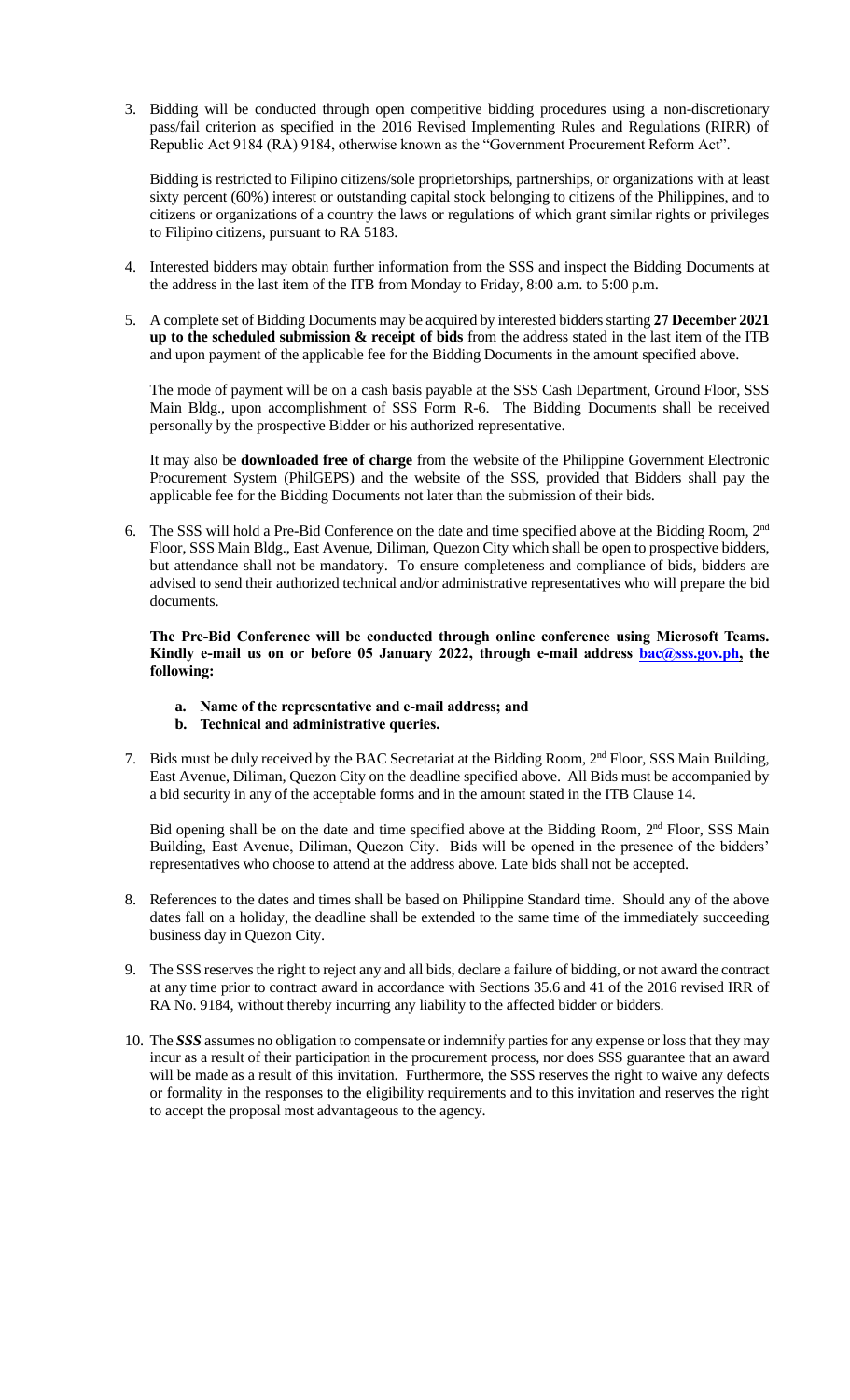3. Bidding will be conducted through open competitive bidding procedures using a non-discretionary pass/fail criterion as specified in the 2016 Revised Implementing Rules and Regulations (RIRR) of Republic Act 9184 (RA) 9184, otherwise known as the "Government Procurement Reform Act".

   Bidding is restricted to Filipino citizens/sole proprietorships, partnerships, or organizations with at least sixty percent (60%) interest or outstanding capital stock belonging to citizens of the Philippines, and to citizens or organizations of a country the laws or regulations of which grant similar rights or privileges to Filipino citizens, pursuant to RA 5183.

4. Interested bidders may obtain further information from the SSS and inspect the Bidding Documents at the address in the last item of the ITB from Monday to Friday, 8:00 a.m. to 5:00 p.m.

5. A complete set of Bidding Documents may be acquired by interested bidders starting **27 December 2021 up to the scheduled submission & receipt of bids** from the address stated in the last item of the ITB and upon payment of the applicable fee for the Bidding Documents in the amount specified above.

   The mode of payment will be on a cash basis payable at the SSS Cash Department, Ground Floor, SSS Main Bldg., upon accomplishment of SSS Form R-6. The Bidding Documents shall be received personally by the prospective Bidder or his authorized representative.

   It may also be **downloaded free of charge** from the website of the Philippine Government Electronic Procurement System (PhilGEPS) and the website of the SSS, provided that Bidders shall pay the applicable fee for the Bidding Documents not later than the submission of their bids.

6. The SSS will hold a Pre-Bid Conference on the date and time specified above at the Bidding Room, 2nd Floor, SSS Main Bldg., East Avenue, Diliman, Quezon City which shall be open to prospective bidders, but attendance shall not be mandatory. To ensure completeness and compliance of bids, bidders are advised to send their authorized technical and/or administrative representatives who will prepare the bid documents.

   **The Pre-Bid Conference will be conducted through online conference using Microsoft Teams. Kindly e-mail us on or before 05 January 2022, through e-mail address bac@sss.gov.ph, the following:**

   **a. Name of the representative and e-mail address; and**
   **b. Technical and administrative queries.**

7. Bids must be duly received by the BAC Secretariat at the Bidding Room, 2nd Floor, SSS Main Building, East Avenue, Diliman, Quezon City on the deadline specified above. All Bids must be accompanied by a bid security in any of the acceptable forms and in the amount stated in the ITB Clause 14.

   Bid opening shall be on the date and time specified above at the Bidding Room, 2nd Floor, SSS Main Building, East Avenue, Diliman, Quezon City. Bids will be opened in the presence of the bidders' representatives who choose to attend at the address above. Late bids shall not be accepted.

8. References to the dates and times shall be based on Philippine Standard time. Should any of the above dates fall on a holiday, the deadline shall be extended to the same time of the immediately succeeding business day in Quezon City.

9. The SSS reserves the right to reject any and all bids, declare a failure of bidding, or not award the contract at any time prior to contract award in accordance with Sections 35.6 and 41 of the 2016 revised IRR of RA No. 9184, without thereby incurring any liability to the affected bidder or bidders.

10. The ***SSS*** assumes no obligation to compensate or indemnify parties for any expense or loss that they may incur as a result of their participation in the procurement process, nor does SSS guarantee that an award will be made as a result of this invitation. Furthermore, the SSS reserves the right to waive any defects or formality in the responses to the eligibility requirements and to this invitation and reserves the right to accept the proposal most advantageous to the agency.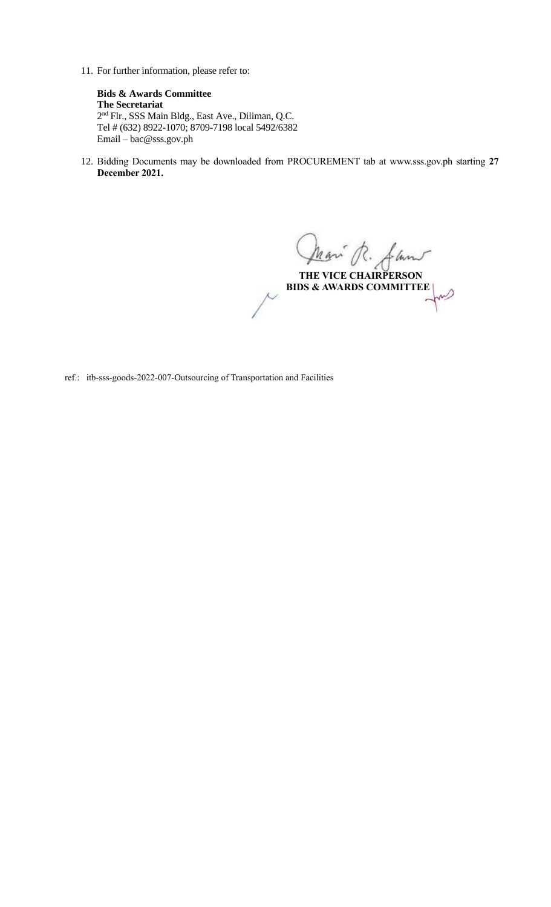11. For further information, please refer to:

    **Bids & Awards Committee**
    **The Secretariat**
    2nd Flr., SSS Main Bldg., East Ave., Diliman, Q.C.
    Tel # (632) 8922-1070; 8709-7198 local 5492/6382
    Email – bac@sss.gov.ph

12. Bidding Documents may be downloaded from PROCUREMENT tab at www.sss.gov.ph starting **27 December 2021.**

**THE VICE CHAIRPERSON**
**BIDS & AWARDS COMMITTEE**

ref.: itb-sss-goods-2022-007-Outsourcing of Transportation and Facilities